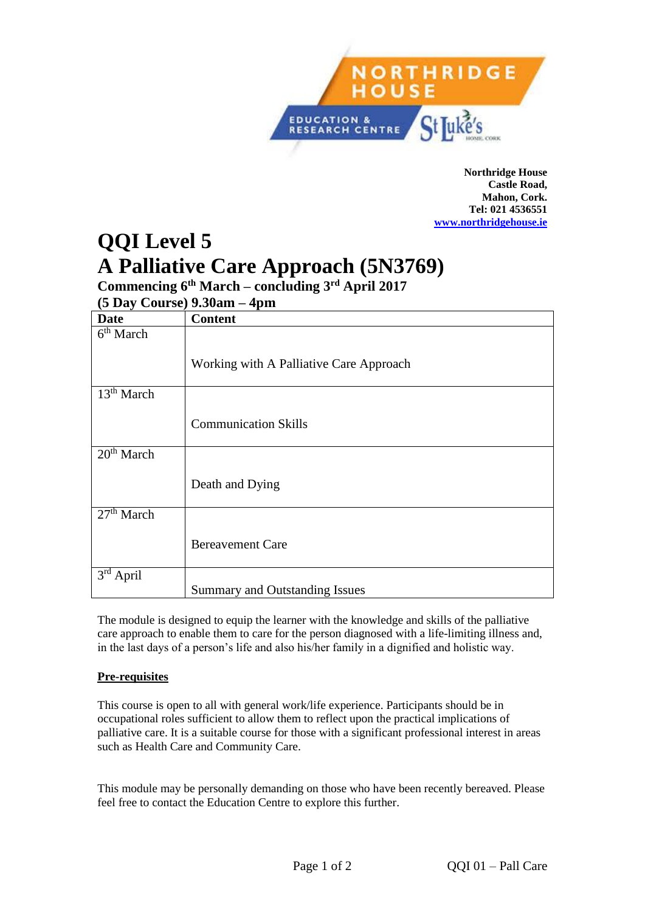Northridge House
Castle Road,
Mahon, Cork.
Tel: 021 4536551
www.northridgehouse.ie

# QQI Level 5

# A Palliative Care Approach (5N3769)

### Commencing 6th March – concluding 3rd April 2017

### (5 Day Course) 9.30am – 4pm

| Date | Content |
|---|---|
| 6th March | Working with A Palliative Care Approach |
| 13th March | Communication Skills |
| 20th March | Death and Dying |
| 27th March | Bereavement Care |
| 3rd April | Summary and Outstanding Issues |

The module is designed to equip the learner with the knowledge and skills of the palliative care approach to enable them to care for the person diagnosed with a life-limiting illness and, in the last days of a person's life and also his/her family in a dignified and holistic way.

**Pre-requisites**

This course is open to all with general work/life experience. Participants should be in occupational roles sufficient to allow them to reflect upon the practical implications of palliative care. It is a suitable course for those with a significant professional interest in areas such as Health Care and Community Care.

This module may be personally demanding on those who have been recently bereaved. Please feel free to contact the Education Centre to explore this further.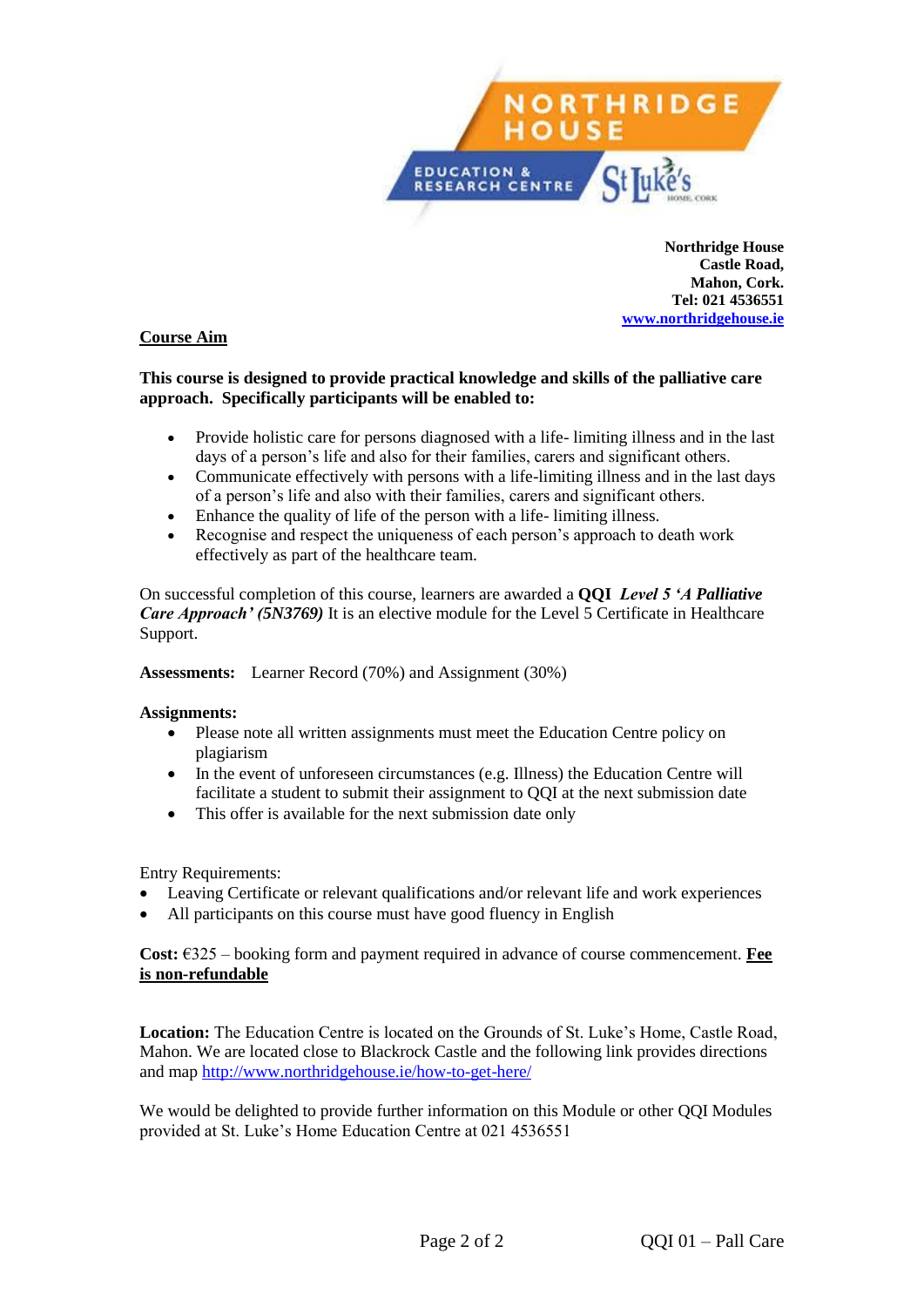**Northridge House**
**Castle Road,**
**Mahon, Cork.**
**Tel: 021 4536551**
**[www.northridgehouse.ie](http://www.northridgehouse.ie)**

## Course Aim

**This course is designed to provide practical knowledge and skills of the palliative care approach. Specifically participants will be enabled to:**

- Provide holistic care for persons diagnosed with a life- limiting illness and in the last days of a person's life and also for their families, carers and significant others.
- Communicate effectively with persons with a life-limiting illness and in the last days of a person's life and also with their families, carers and significant others.
- Enhance the quality of life of the person with a life- limiting illness.
- Recognise and respect the uniqueness of each person's approach to death work effectively as part of the healthcare team.

On successful completion of this course, learners are awarded a **QQI *Level 5 'A Palliative Care Approach' (5N3769)*** It is an elective module for the Level 5 Certificate in Healthcare Support.

**Assessments:** Learner Record (70%) and Assignment (30%)

**Assignments:**

- Please note all written assignments must meet the Education Centre policy on plagiarism
- In the event of unforeseen circumstances (e.g. Illness) the Education Centre will facilitate a student to submit their assignment to QQI at the next submission date
- This offer is available for the next submission date only

Entry Requirements:

- Leaving Certificate or relevant qualifications and/or relevant life and work experiences
- All participants on this course must have good fluency in English

**Cost:** €325 – booking form and payment required in advance of course commencement. **Fee is non-refundable**

**Location:** The Education Centre is located on the Grounds of St. Luke's Home, Castle Road, Mahon. We are located close to Blackrock Castle and the following link provides directions and map [http://www.northridgehouse.ie/how-to-get-here/](http://www.northridgehouse.ie/how-to-get-here/)

We would be delighted to provide further information on this Module or other QQI Modules provided at St. Luke's Home Education Centre at 021 4536551